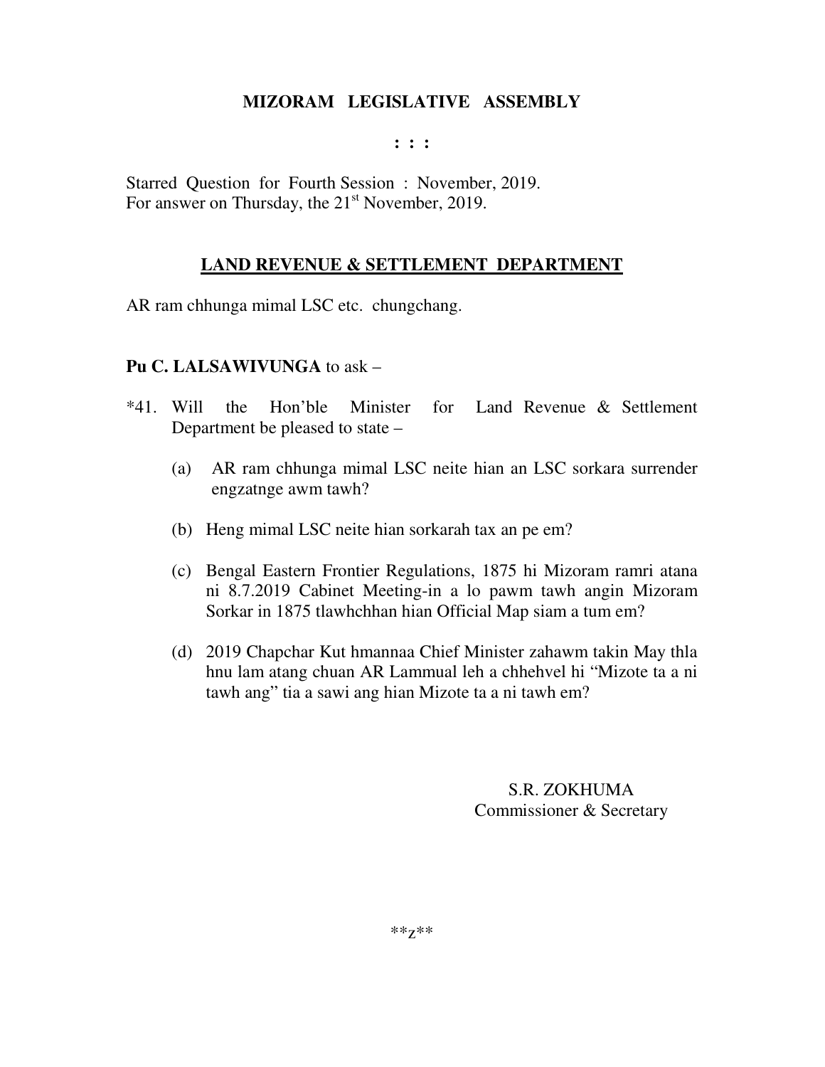# MIZORAM LEGISLATIVE ASSEMBLY

**: : :**

Starred Question for Fourth Session : November, 2019.
For answer on Thursday, the 21st November, 2019.

## LAND REVENUE & SETTLEMENT DEPARTMENT

AR ram chhunga mimal LSC etc. chungchang.

**Pu C. LALSAWIVUNGA** to ask –

*41. Will the Hon'ble Minister for Land Revenue & Settlement Department be pleased to state –

(a) AR ram chhunga mimal LSC neite hian an LSC sorkara surrender engzatnge awm tawh?

(b) Heng mimal LSC neite hian sorkarah tax an pe em?

(c) Bengal Eastern Frontier Regulations, 1875 hi Mizoram ramri atana ni 8.7.2019 Cabinet Meeting-in a lo pawm tawh angin Mizoram Sorkar in 1875 tlawhchhan hian Official Map siam a tum em?

(d) 2019 Chapchar Kut hmannaa Chief Minister zahawm takin May thla hnu lam atang chuan AR Lammual leh a chhehvel hi "Mizote ta a ni tawh ang" tia a sawi ang hian Mizote ta a ni tawh em?

S.R. ZOKHUMA
Commissioner & Secretary

**z**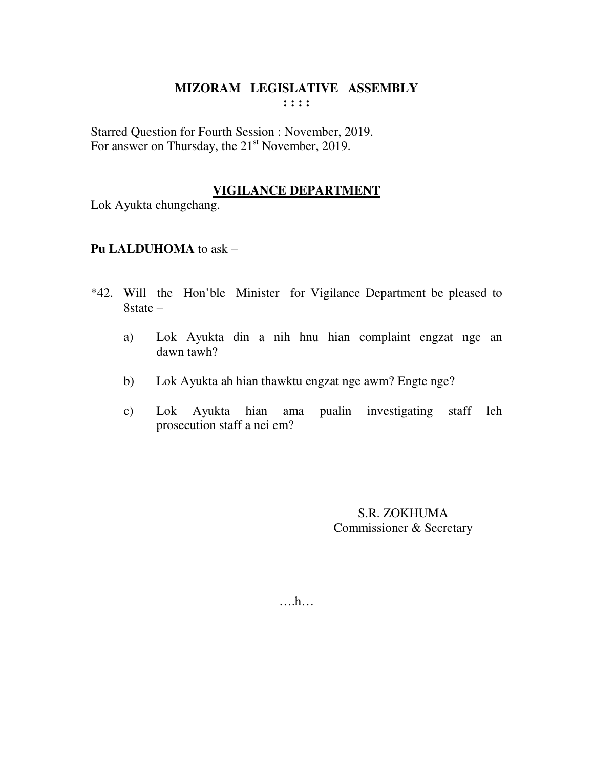# MIZORAM LEGISLATIVE ASSEMBLY

: : : :

Starred Question for Fourth Session : November, 2019.
For answer on Thursday, the 21st November, 2019.

## VIGILANCE DEPARTMENT

Lok Ayukta chungchang.

**Pu LALDUHOMA** to ask –

*42. Will the Hon'ble Minister for Vigilance Department be pleased to 8state –

a) Lok Ayukta din a nih hnu hian complaint engzat nge an dawn tawh?

b) Lok Ayukta ah hian thawktu engzat nge awm? Engte nge?

c) Lok Ayukta hian ama pualin investigating staff leh prosecution staff a nei em?

S.R. ZOKHUMA
Commissioner & Secretary

….h…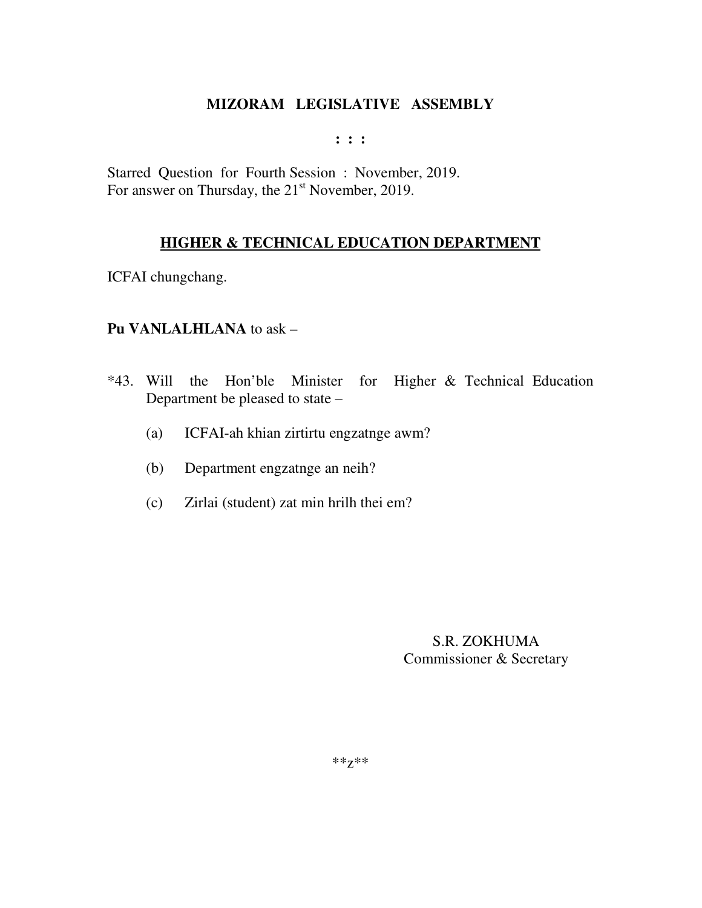**MIZORAM LEGISLATIVE ASSEMBLY**

**: : :**

Starred Question for Fourth Session : November, 2019.
For answer on Thursday, the 21st November, 2019.

## HIGHER & TECHNICAL EDUCATION DEPARTMENT

ICFAI chungchang.

**Pu VANLALHLANA** to ask –

*43. Will the Hon'ble Minister for Higher & Technical Education Department be pleased to state –

(a) ICFAI-ah khian zirtirtu engzatnge awm?

(b) Department engzatnge an neih?

(c) Zirlai (student) zat min hrilh thei em?

S.R. ZOKHUMA
Commissioner & Secretary

**z**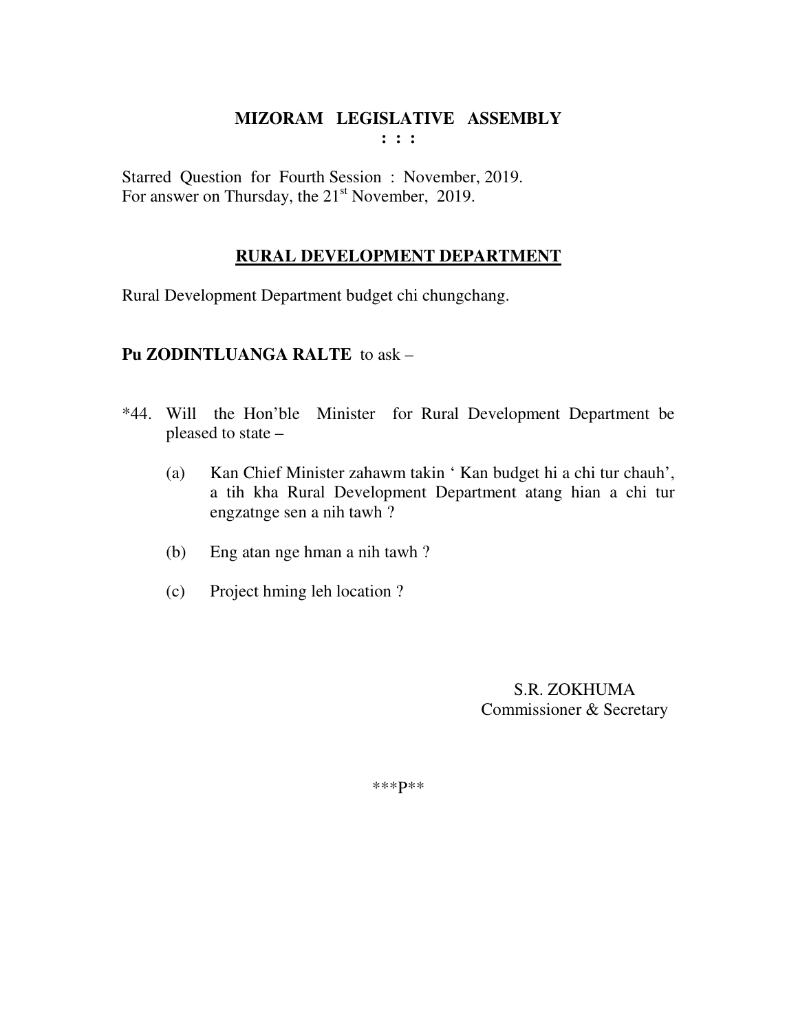**MIZORAM LEGISLATIVE ASSEMBLY**
**: : :**

Starred Question for Fourth Session : November, 2019.
For answer on Thursday, the 21st November, 2019.

**RURAL DEVELOPMENT DEPARTMENT**

Rural Development Department budget chi chungchang.

**Pu ZODINTLUANGA RALTE** to ask –

*44. Will the Hon'ble Minister for Rural Development Department be pleased to state –

(a) Kan Chief Minister zahawm takin ' Kan budget hi a chi tur chauh', a tih kha Rural Development Department atang hian a chi tur engzatnge sen a nih tawh ?

(b) Eng atan nge hman a nih tawh ?

(c) Project hming leh location ?

S.R. ZOKHUMA
Commissioner & Secretary

***P**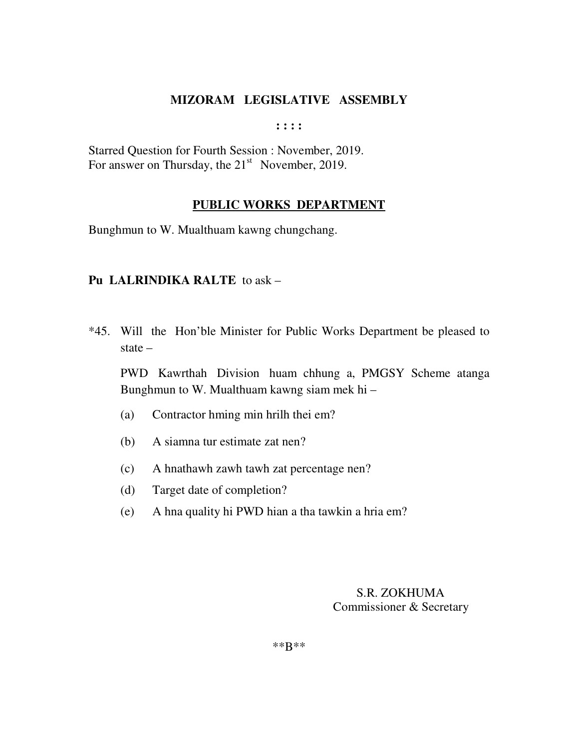**MIZORAM LEGISLATIVE ASSEMBLY**

**: : : :**

Starred Question for Fourth Session : November, 2019.
For answer on Thursday, the 21st November, 2019.

**PUBLIC WORKS DEPARTMENT**

Bunghmun to W. Mualthuam kawng chungchang.

**Pu LALRINDIKA RALTE** to ask –

*45. Will the Hon'ble Minister for Public Works Department be pleased to state –

PWD Kawrthah Division huam chhung a, PMGSY Scheme atanga Bunghmun to W. Mualthuam kawng siam mek hi –

(a) Contractor hming min hrilh thei em?

(b) A siamna tur estimate zat nen?

(c) A hnathawh zawh tawh zat percentage nen?

(d) Target date of completion?

(e) A hna quality hi PWD hian a tha tawkin a hria em?

S.R. ZOKHUMA
Commissioner & Secretary

**B**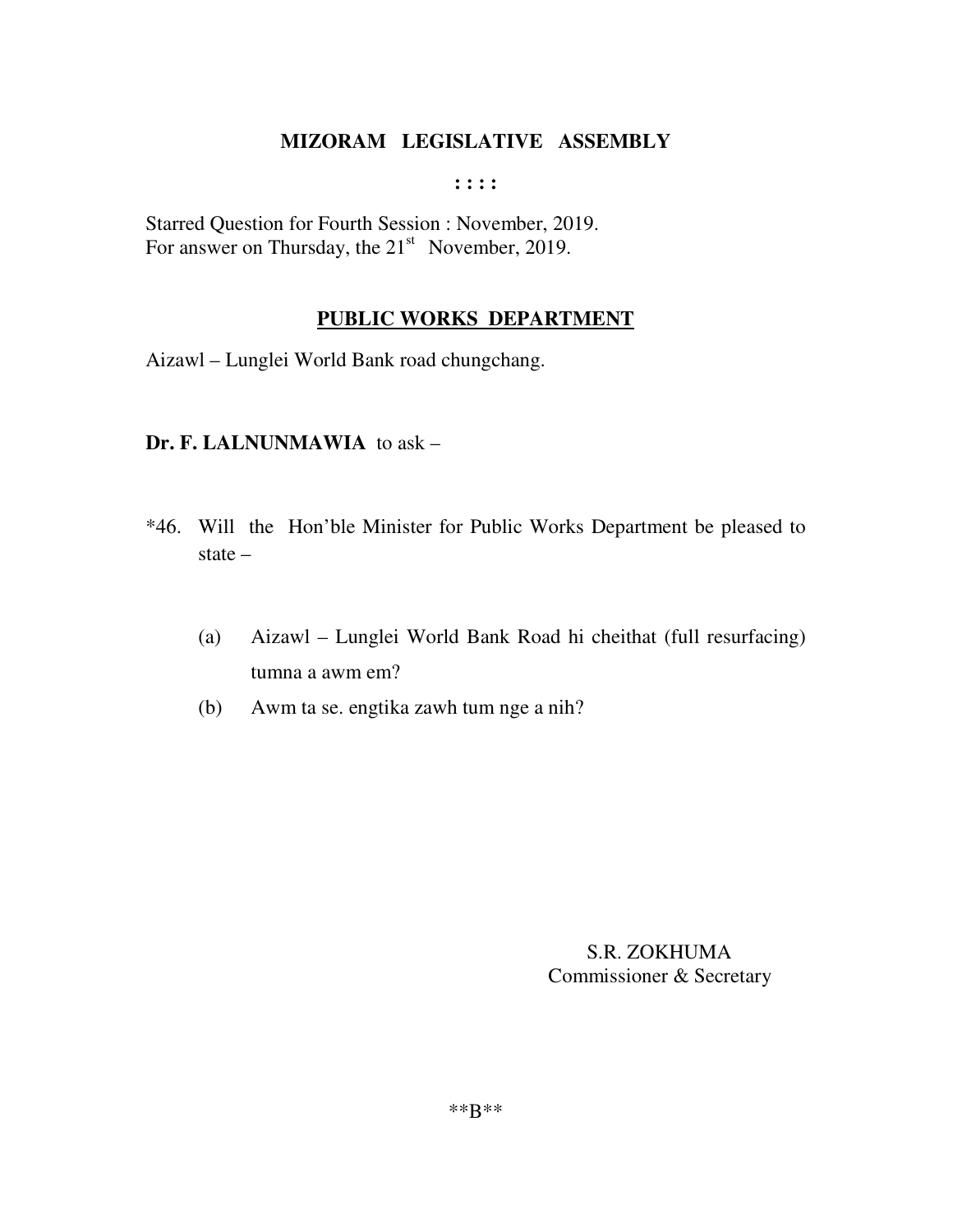**MIZORAM LEGISLATIVE ASSEMBLY**

**: : : :**

Starred Question for Fourth Session : November, 2019.
For answer on Thursday, the 21st November, 2019.

**PUBLIC WORKS DEPARTMENT**

Aizawl – Lunglei World Bank road chungchang.

**Dr. F. LALNUNMAWIA** to ask –

*46. Will the Hon'ble Minister for Public Works Department be pleased to state –

(a) Aizawl – Lunglei World Bank Road hi cheithat (full resurfacing) tumna a awm em?

(b) Awm ta se. engtika zawh tum nge a nih?

S.R. ZOKHUMA
Commissioner & Secretary

**B**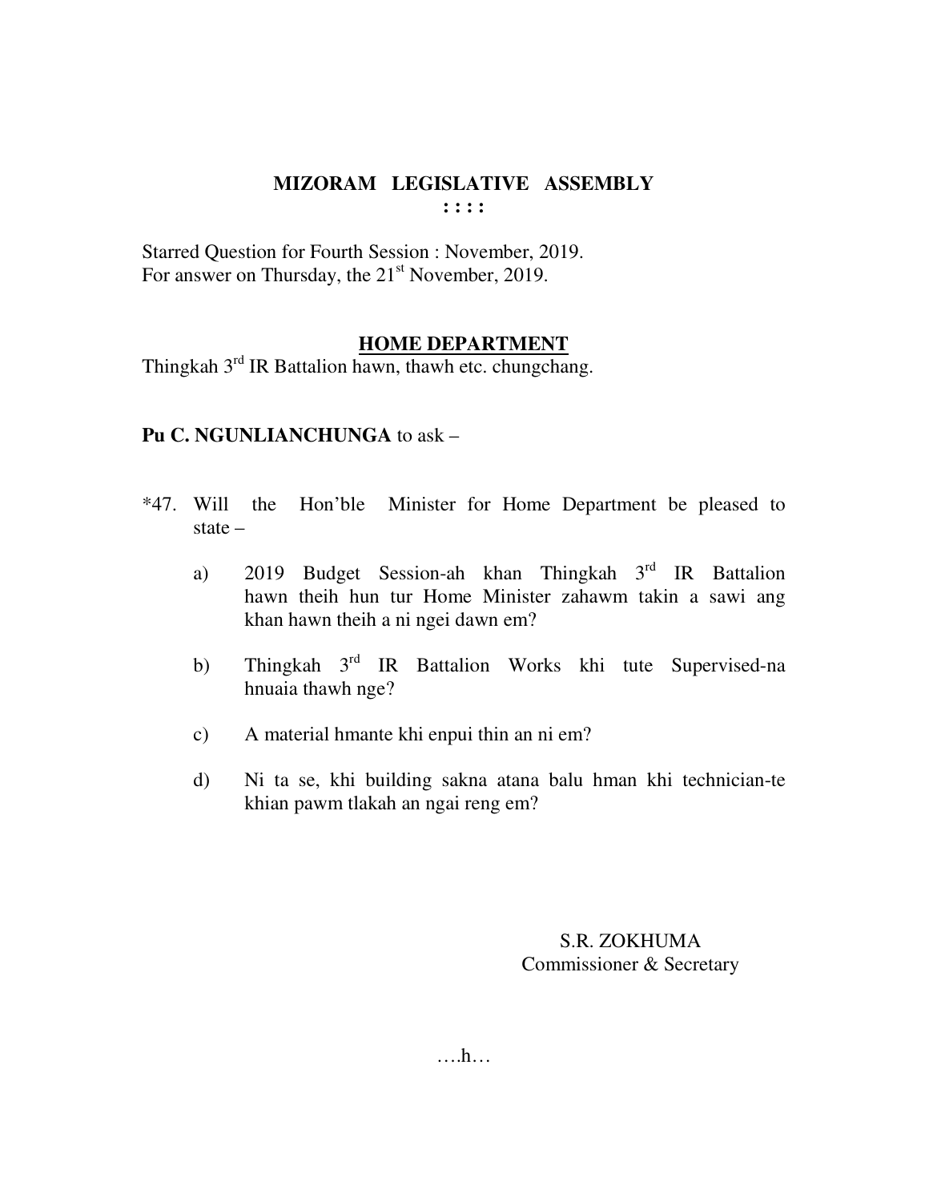**MIZORAM LEGISLATIVE ASSEMBLY**
**: : : :**

Starred Question for Fourth Session : November, 2019.
For answer on Thursday, the 21st November, 2019.

**HOME DEPARTMENT**

Thingkah 3rd IR Battalion hawn, thawh etc. chungchang.

**Pu C. NGUNLIANCHUNGA** to ask –

*47. Will the Hon'ble Minister for Home Department be pleased to state –

a) 2019 Budget Session-ah khan Thingkah 3rd IR Battalion hawn theih hun tur Home Minister zahawm takin a sawi ang khan hawn theih a ni ngei dawn em?

b) Thingkah 3rd IR Battalion Works khi tute Supervised-na hnuaia thawh nge?

c) A material hmante khi enpui thin an ni em?

d) Ni ta se, khi building sakna atana balu hman khi technician-te khian pawm tlakah an ngai reng em?

S.R. ZOKHUMA
Commissioner & Secretary

….h…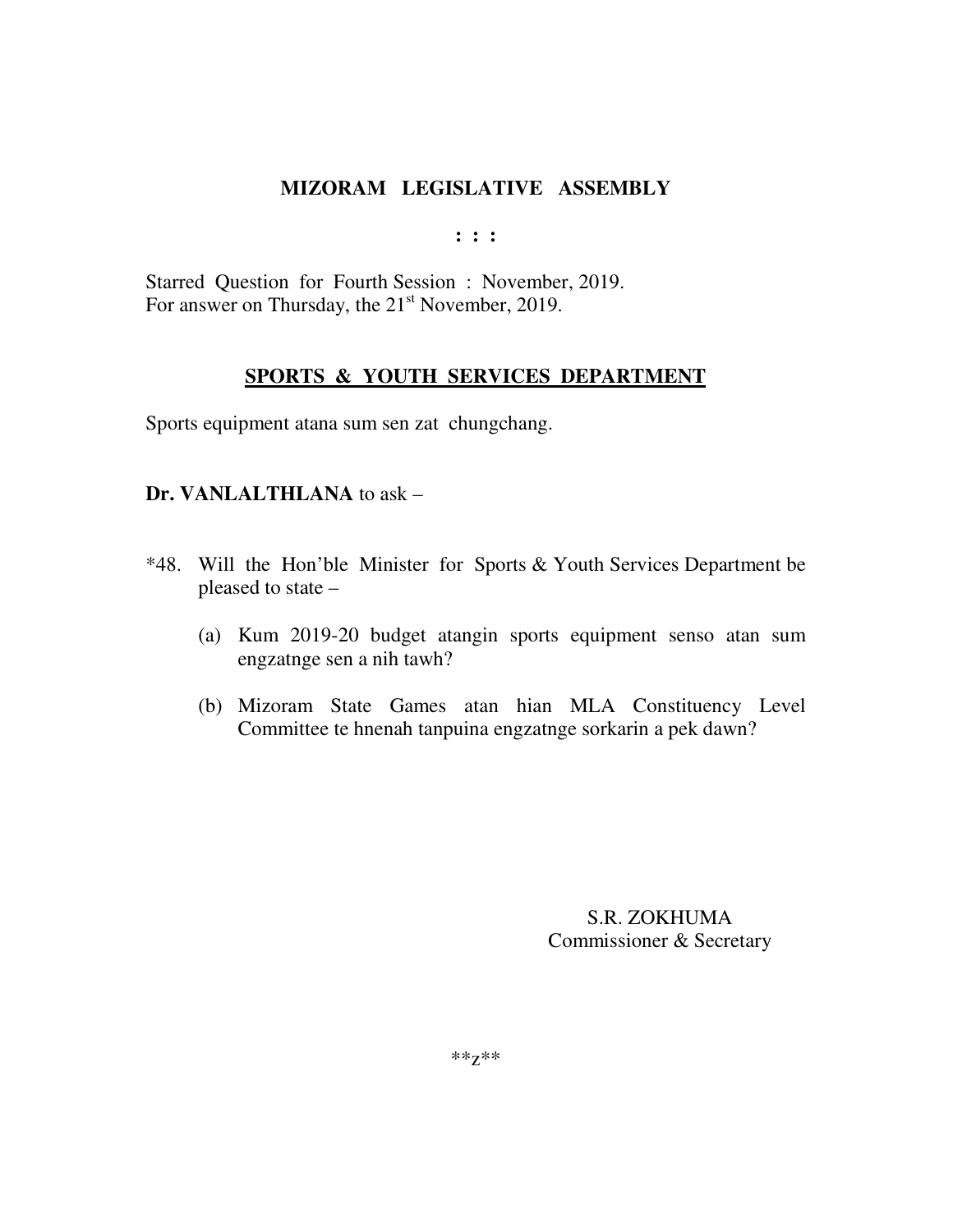**MIZORAM LEGISLATIVE ASSEMBLY**

**: : :**

Starred Question for Fourth Session : November, 2019.
For answer on Thursday, the 21st November, 2019.

**<u>SPORTS & YOUTH SERVICES DEPARTMENT</u>**

Sports equipment atana sum sen zat chungchang.

**Dr. VANLALTHLANA** to ask –

*48. Will the Hon'ble Minister for Sports & Youth Services Department be pleased to state –

(a) Kum 2019-20 budget atangin sports equipment senso atan sum engzatnge sen a nih tawh?

(b) Mizoram State Games atan hian MLA Constituency Level Committee te hnenah tanpuina engzatnge sorkarin a pek dawn?

S.R. ZOKHUMA
Commissioner & Secretary

**z**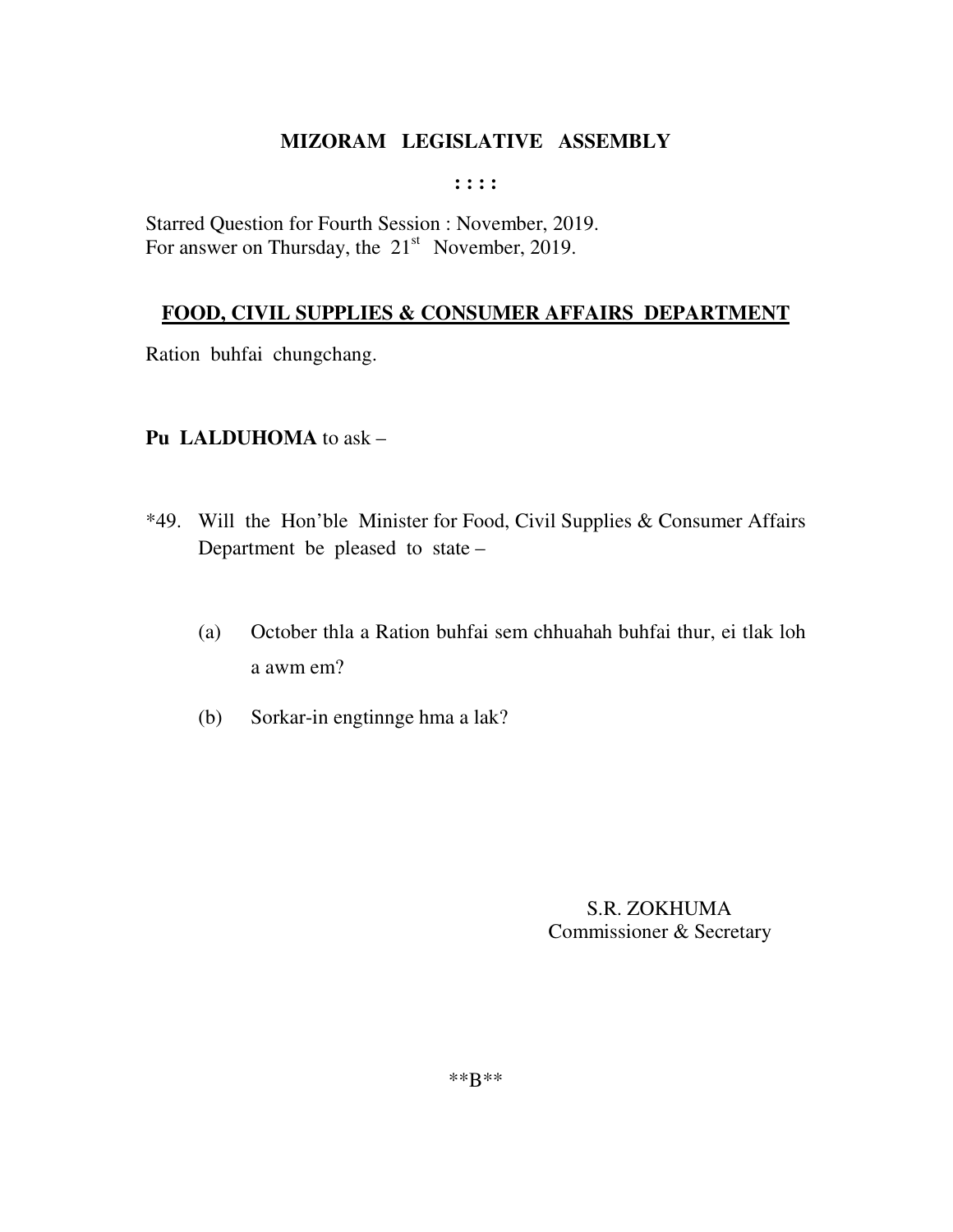# MIZORAM LEGISLATIVE ASSEMBLY

: : : :

Starred Question for Fourth Session : November, 2019.
For answer on Thursday, the 21st November, 2019.

## FOOD, CIVIL SUPPLIES & CONSUMER AFFAIRS DEPARTMENT

Ration buhfai chungchang.

**Pu LALDUHOMA** to ask –

*49. Will the Hon'ble Minister for Food, Civil Supplies & Consumer Affairs Department be pleased to state –

(a) October thla a Ration buhfai sem chhuahah buhfai thur, ei tlak loh a awm em?

(b) Sorkar-in engtinnge hma a lak?

S.R. ZOKHUMA
Commissioner & Secretary

**B**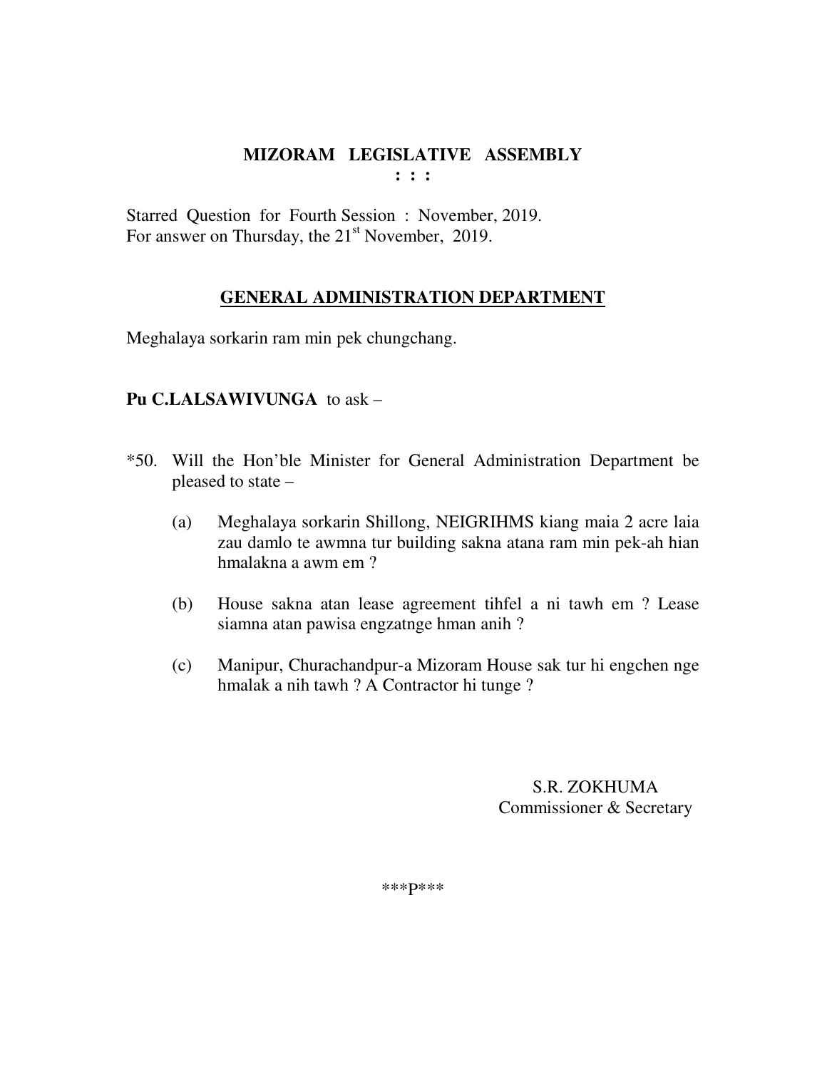# MIZORAM LEGISLATIVE ASSEMBLY

**: : :**

Starred Question for Fourth Session : November, 2019.
For answer on Thursday, the 21st November, 2019.

## GENERAL ADMINISTRATION DEPARTMENT

Meghalaya sorkarin ram min pek chungchang.

**Pu C.LALSAWIVUNGA** to ask –

*50. Will the Hon'ble Minister for General Administration Department be pleased to state –

(a) Meghalaya sorkarin Shillong, NEIGRIHMS kiang maia 2 acre laia zau damlo te awmna tur building sakna atana ram min pek-ah hian hmalakna a awm em ?

(b) House sakna atan lease agreement tihfel a ni tawh em ? Lease siamna atan pawisa engzatnge hman anih ?

(c) Manipur, Churachandpur-a Mizoram House sak tur hi engchen nge hmalak a nih tawh ? A Contractor hi tunge ?

S.R. ZOKHUMA
Commissioner & Secretary

***P***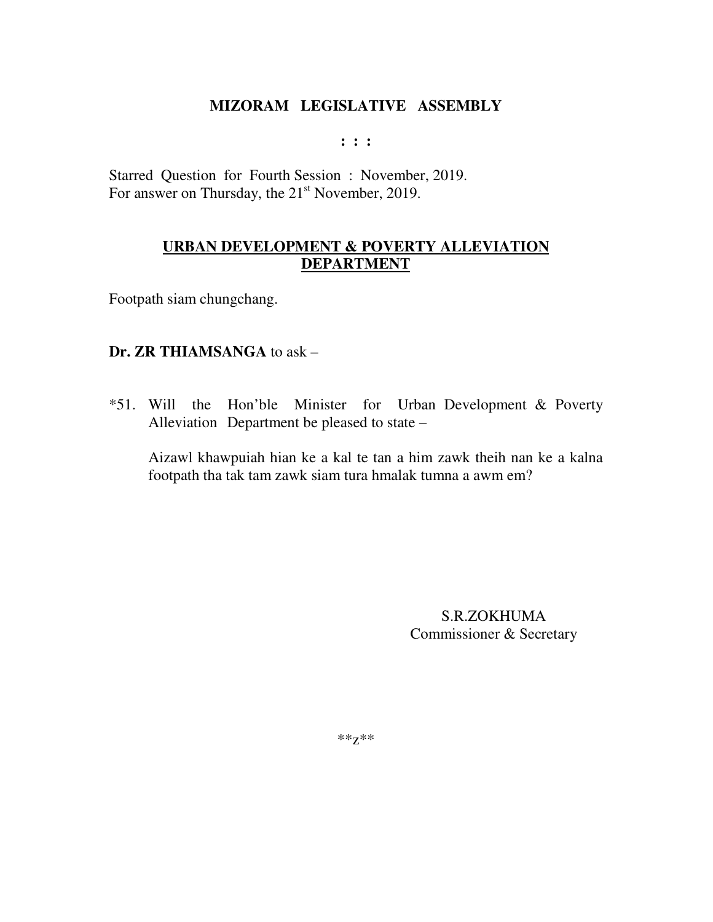**MIZORAM LEGISLATIVE ASSEMBLY**

**: : :**

Starred Question for Fourth Session : November, 2019.
For answer on Thursday, the 21st November, 2019.

**<u>URBAN DEVELOPMENT & POVERTY ALLEVIATION DEPARTMENT</u>**

Footpath siam chungchang.

**Dr. ZR THIAMSANGA** to ask –

*51. Will the Hon'ble Minister for Urban Development & Poverty Alleviation Department be pleased to state –

Aizawl khawpuiah hian ke a kal te tan a him zawk theih nan ke a kalna footpath tha tak tam zawk siam tura hmalak tumna a awm em?

S.R.ZOKHUMA
Commissioner & Secretary

**z**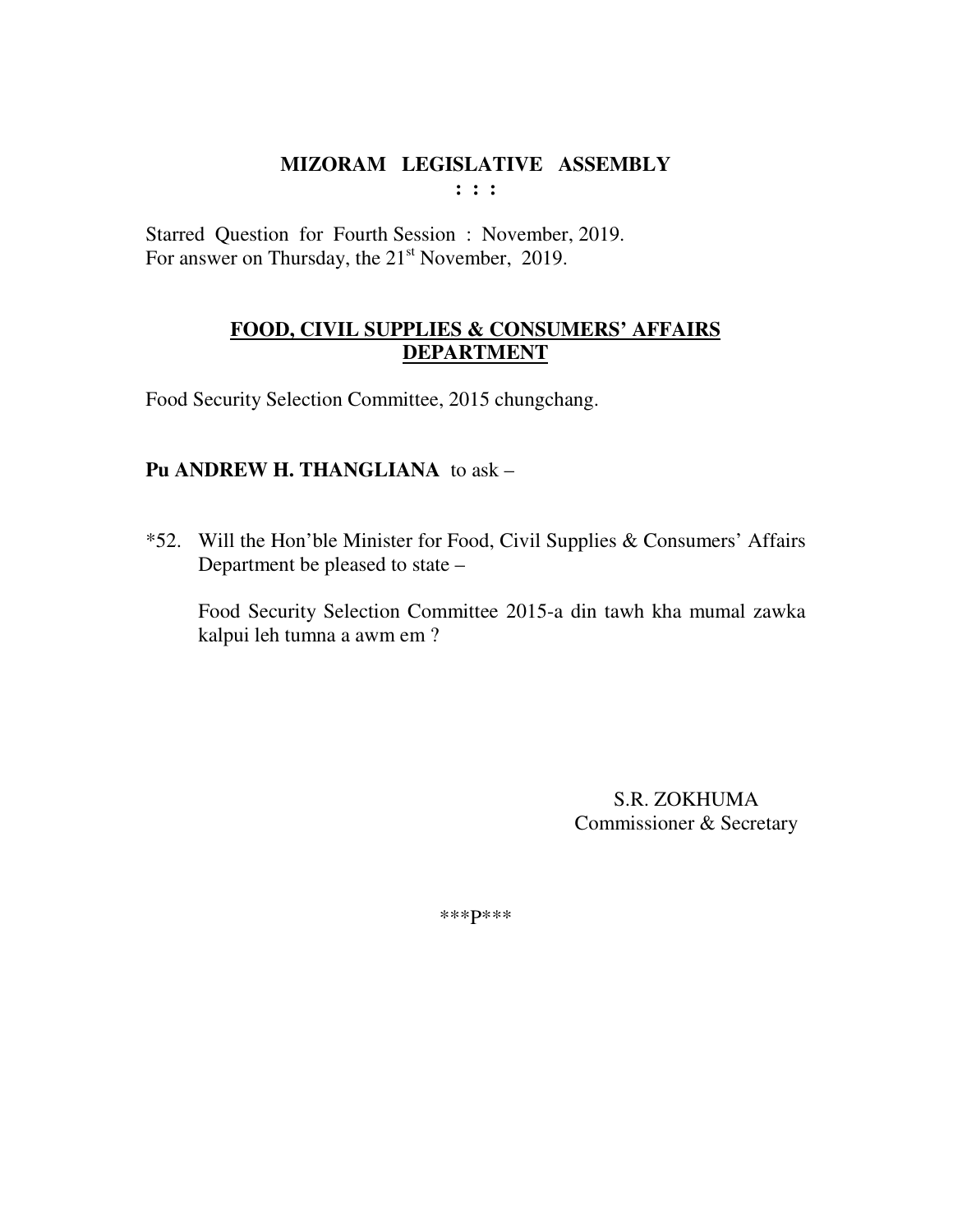# MIZORAM LEGISLATIVE ASSEMBLY

**: : :**

Starred Question for Fourth Session : November, 2019.
For answer on Thursday, the 21st November, 2019.

## FOOD, CIVIL SUPPLIES & CONSUMERS' AFFAIRS DEPARTMENT

Food Security Selection Committee, 2015 chungchang.

**Pu ANDREW H. THANGLIANA** to ask –

*52. Will the Hon'ble Minister for Food, Civil Supplies & Consumers' Affairs Department be pleased to state –

Food Security Selection Committee 2015-a din tawh kha mumal zawka kalpui leh tumna a awm em ?

S.R. ZOKHUMA
Commissioner & Secretary

\*\*\*P\*\*\*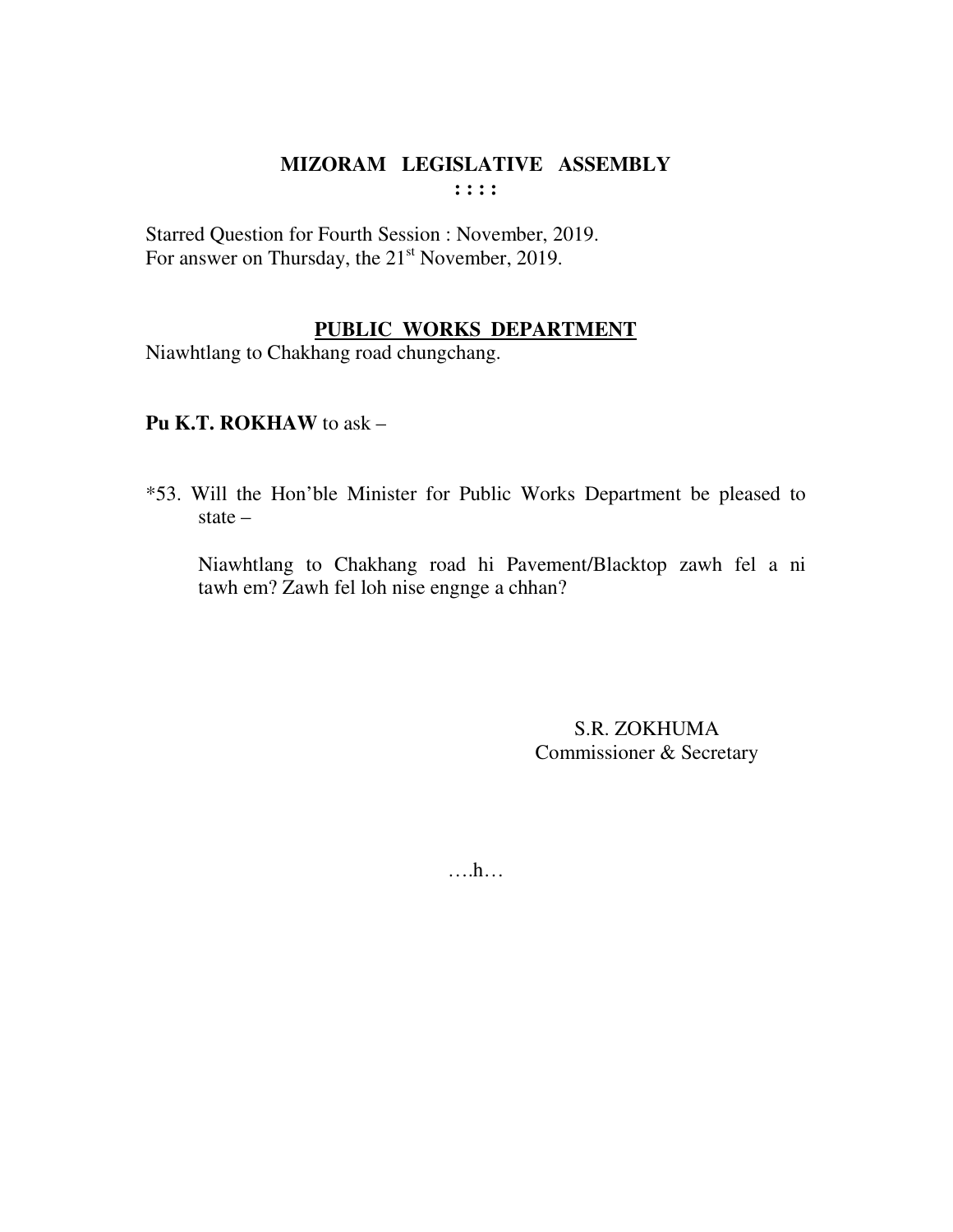# MIZORAM LEGISLATIVE ASSEMBLY

**: : : :**

Starred Question for Fourth Session : November, 2019.
For answer on Thursday, the 21st November, 2019.

## PUBLIC WORKS DEPARTMENT

Niawhtlang to Chakhang road chungchang.

**Pu K.T. ROKHAW** to ask –

*53. Will the Hon'ble Minister for Public Works Department be pleased to state –

Niawhtlang to Chakhang road hi Pavement/Blacktop zawh fel a ni tawh em? Zawh fel loh nise engnge a chhan?

S.R. ZOKHUMA
Commissioner & Secretary

….h…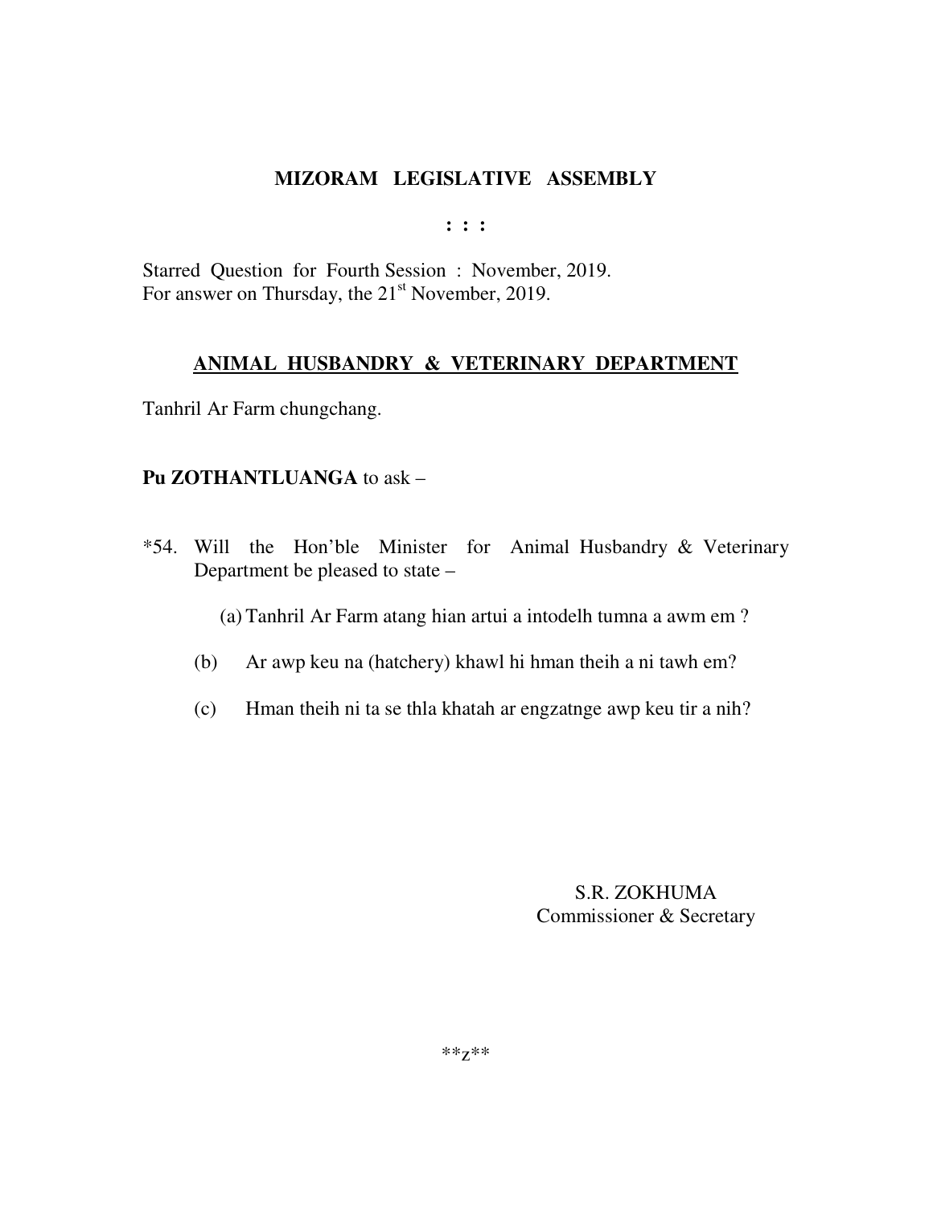# MIZORAM LEGISLATIVE ASSEMBLY

**: : :**

Starred Question for Fourth Session : November, 2019.
For answer on Thursday, the 21st November, 2019.

## ANIMAL HUSBANDRY & VETERINARY DEPARTMENT

Tanhril Ar Farm chungchang.

**Pu ZOTHANTLUANGA** to ask –

*54. Will the Hon'ble Minister for Animal Husbandry & Veterinary Department be pleased to state –

(a) Tanhril Ar Farm atang hian artui a intodelh tumna a awm em ?

(b) Ar awp keu na (hatchery) khawl hi hman theih a ni tawh em?

(c) Hman theih ni ta se thla khatah ar engzatnge awp keu tir a nih?

S.R. ZOKHUMA
Commissioner & Secretary

**z**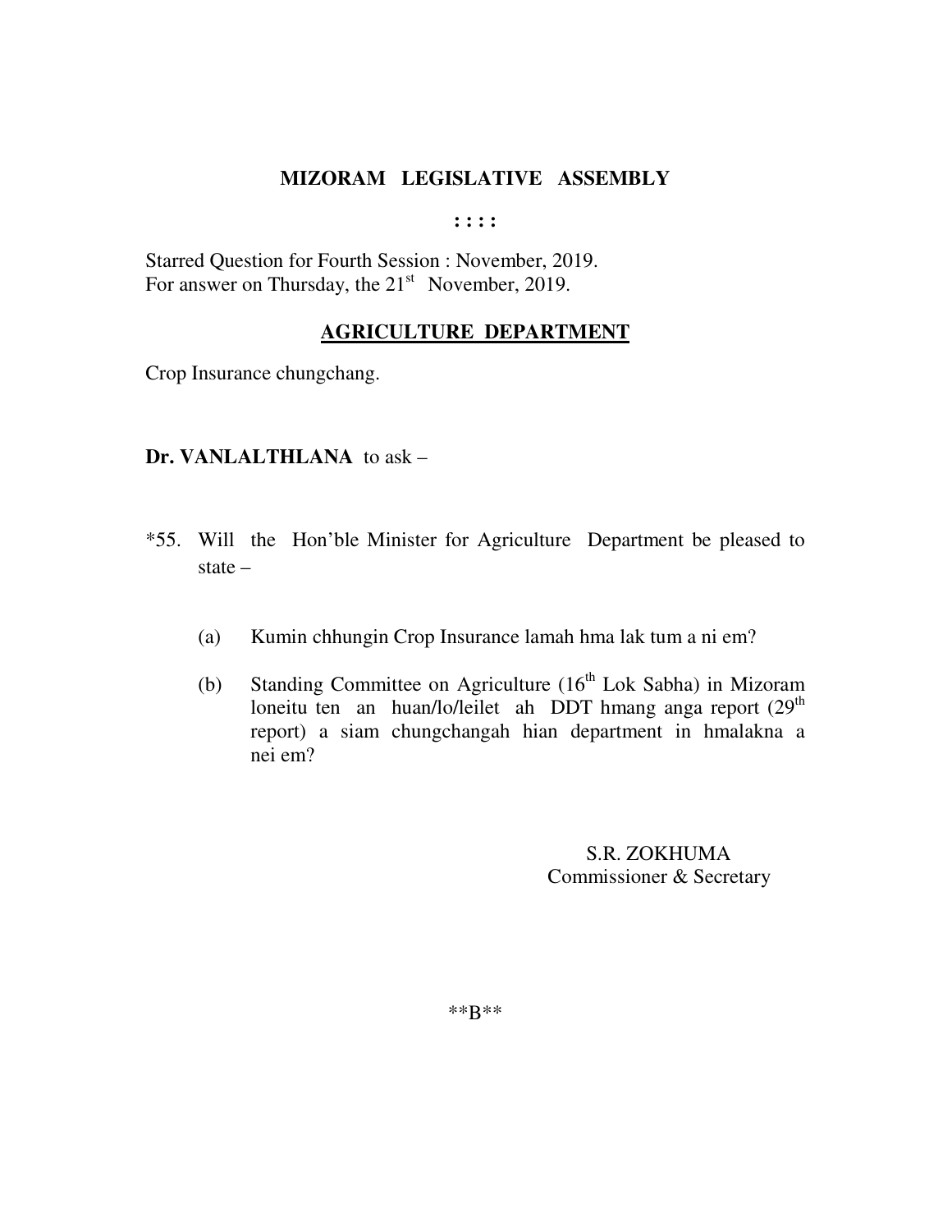# MIZORAM LEGISLATIVE ASSEMBLY

**: : : :**

Starred Question for Fourth Session : November, 2019.
For answer on Thursday, the 21st November, 2019.

## AGRICULTURE DEPARTMENT

Crop Insurance chungchang.

**Dr. VANLALTHLANA** to ask –

*55. Will the Hon'ble Minister for Agriculture Department be pleased to state –

(a) Kumin chhungin Crop Insurance lamah hma lak tum a ni em?

(b) Standing Committee on Agriculture (16th Lok Sabha) in Mizoram loneitu ten an huan/lo/leilet ah DDT hmang anga report (29th report) a siam chungchangah hian department in hmalakna a nei em?

S.R. ZOKHUMA
Commissioner & Secretary

**B**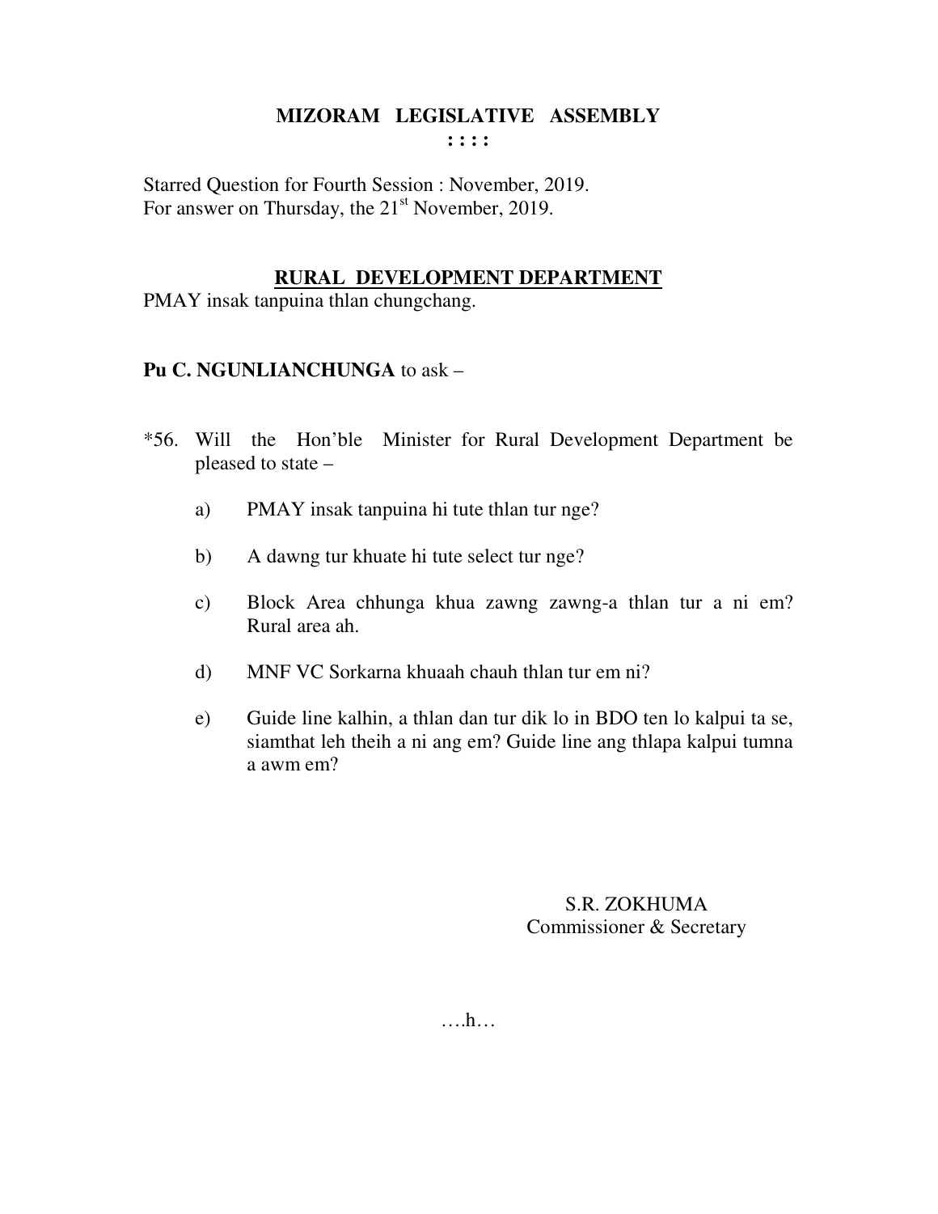# MIZORAM LEGISLATIVE ASSEMBLY

: : : :

Starred Question for Fourth Session : November, 2019.
For answer on Thursday, the 21st November, 2019.

## RURAL DEVELOPMENT DEPARTMENT

PMAY insak tanpuina thlan chungchang.

**Pu C. NGUNLIANCHUNGA** to ask –

*56. Will the Hon'ble Minister for Rural Development Department be pleased to state –

a) PMAY insak tanpuina hi tute thlan tur nge?

b) A dawng tur khuate hi tute select tur nge?

c) Block Area chhunga khua zawng zawng-a thlan tur a ni em? Rural area ah.

d) MNF VC Sorkarna khuaah chauh thlan tur em ni?

e) Guide line kalhin, a thlan dan tur dik lo in BDO ten lo kalpui ta se, siamthat leh theih a ni ang em? Guide line ang thlapa kalpui tumna a awm em?

S.R. ZOKHUMA
Commissioner & Secretary

….h…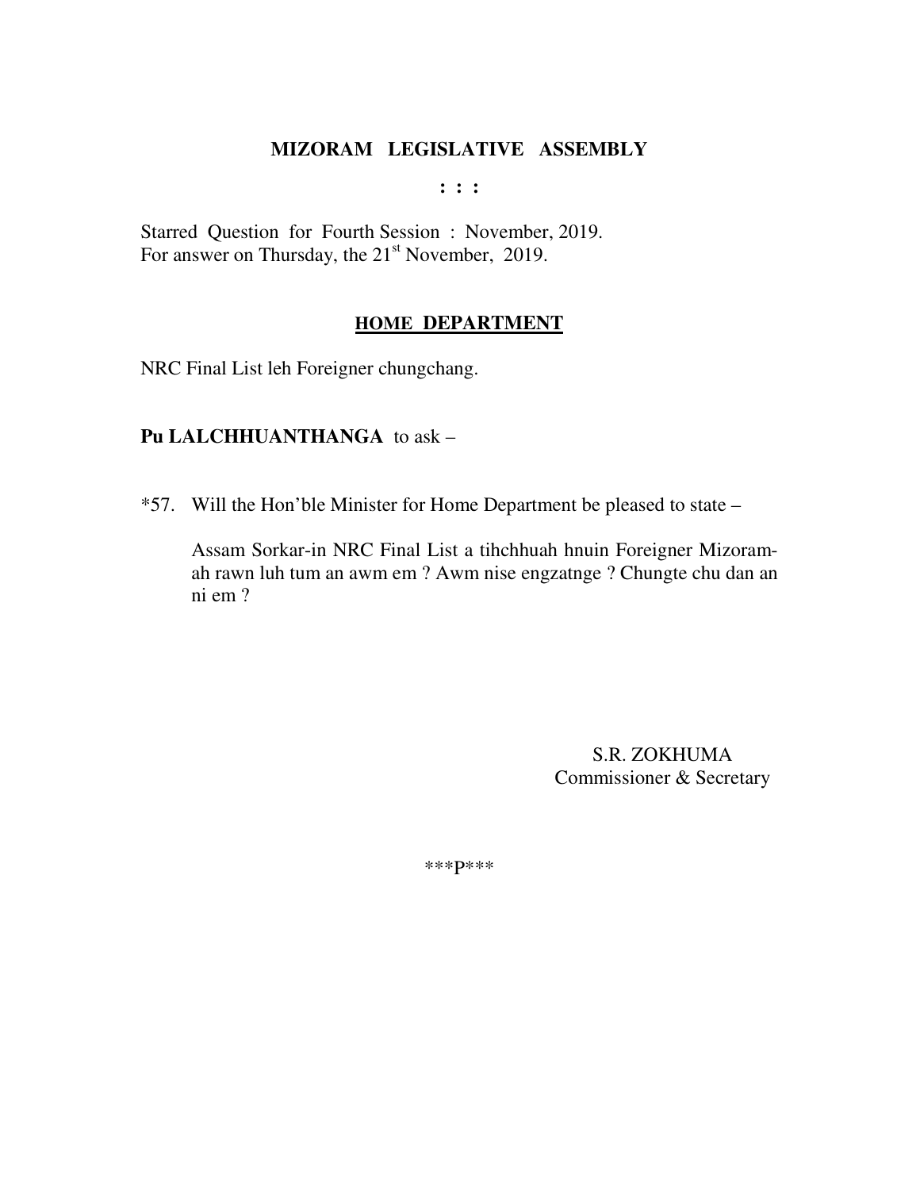**MIZORAM LEGISLATIVE ASSEMBLY**

**: : :**

Starred Question for Fourth Session : November, 2019.
For answer on Thursday, the 21st November, 2019.

**HOME DEPARTMENT**

NRC Final List leh Foreigner chungchang.

**Pu LALCHHUANTHANGA** to ask –

*57. Will the Hon'ble Minister for Home Department be pleased to state –

Assam Sorkar-in NRC Final List a tihchhuah hnuin Foreigner Mizoram-ah rawn luh tum an awm em ? Awm nise engzatnge ? Chungte chu dan an ni em ?

S.R. ZOKHUMA
Commissioner & Secretary

***P***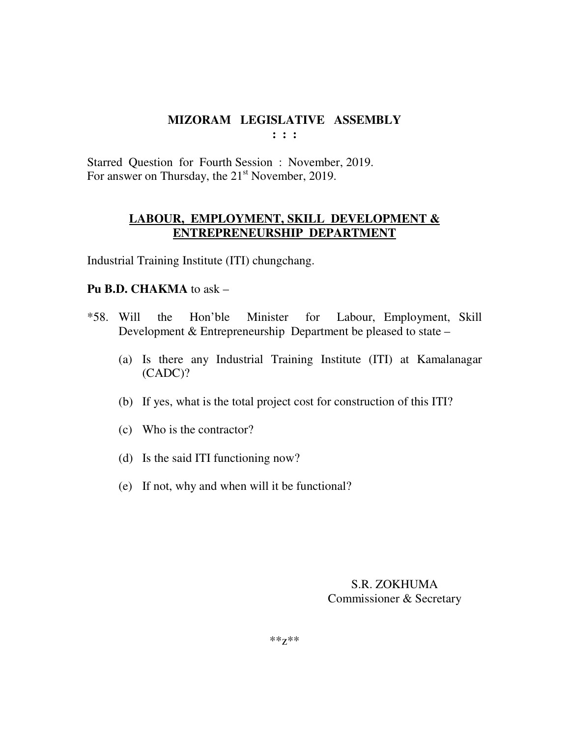# MIZORAM LEGISLATIVE ASSEMBLY

**: : :**

Starred Question for Fourth Session : November, 2019.
For answer on Thursday, the 21st November, 2019.

## LABOUR, EMPLOYMENT, SKILL DEVELOPMENT & ENTREPRENEURSHIP DEPARTMENT

Industrial Training Institute (ITI) chungchang.

**Pu B.D. CHAKMA** to ask –

*58. Will the Hon'ble Minister for Labour, Employment, Skill Development & Entrepreneurship Department be pleased to state –

(a) Is there any Industrial Training Institute (ITI) at Kamalanagar (CADC)?

(b) If yes, what is the total project cost for construction of this ITI?

(c) Who is the contractor?

(d) Is the said ITI functioning now?

(e) If not, why and when will it be functional?

S.R. ZOKHUMA
Commissioner & Secretary

**z**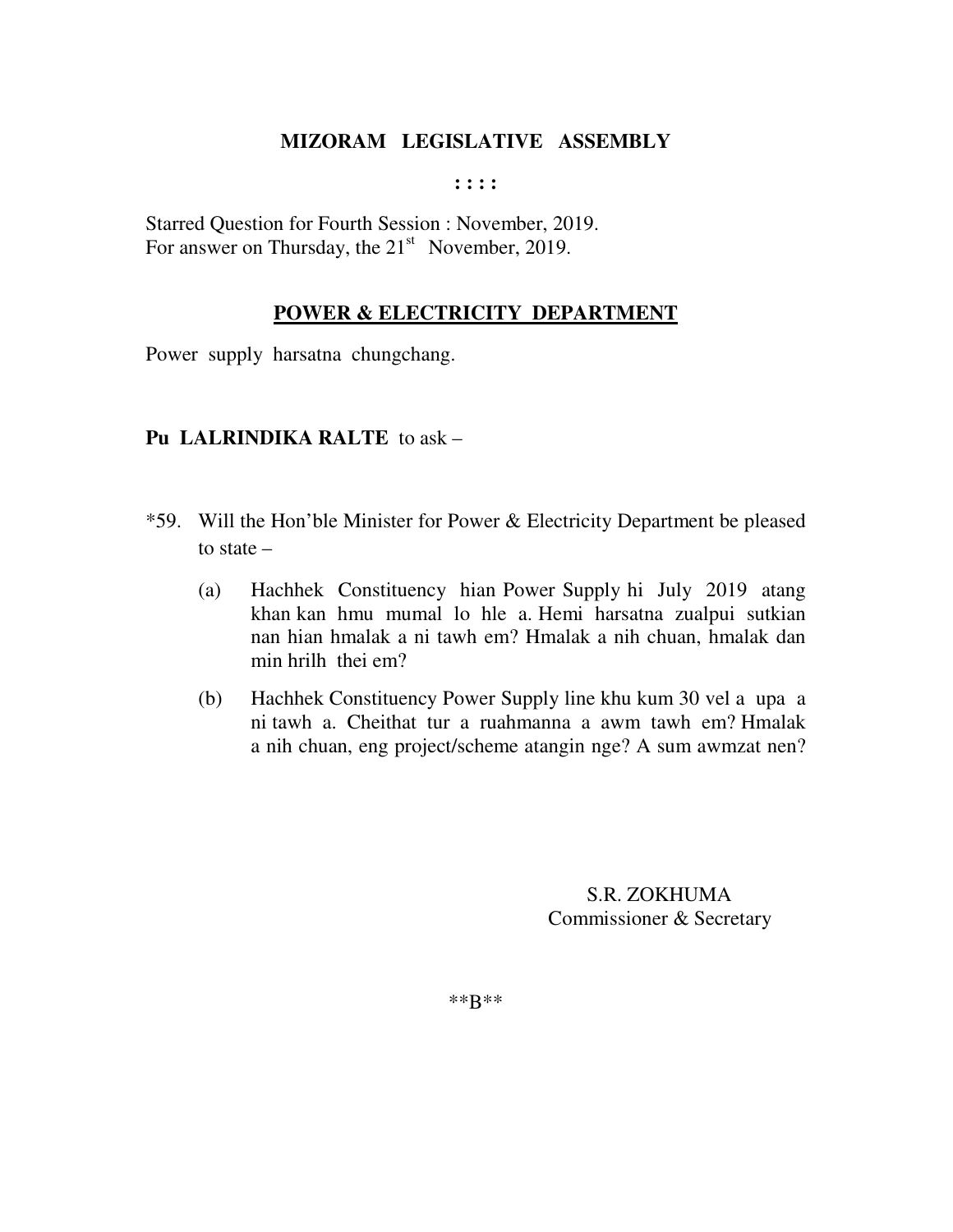# MIZORAM LEGISLATIVE ASSEMBLY

: : : :

Starred Question for Fourth Session : November, 2019.
For answer on Thursday, the 21st November, 2019.

## POWER & ELECTRICITY DEPARTMENT

Power supply harsatna chungchang.

**Pu LALRINDIKA RALTE** to ask –

*59. Will the Hon'ble Minister for Power & Electricity Department be pleased to state –

(a) Hachhek Constituency hian Power Supply hi July 2019 atang khan kan hmu mumal lo hle a. Hemi harsatna zualpui sutkian nan hian hmalak a ni tawh em? Hmalak a nih chuan, hmalak dan min hrilh thei em?

(b) Hachhek Constituency Power Supply line khu kum 30 vel a upa a ni tawh a. Cheithat tur a ruahmanna a awm tawh em? Hmalak a nih chuan, eng project/scheme atangin nge? A sum awmzat nen?

S.R. ZOKHUMA
Commissioner & Secretary

**B**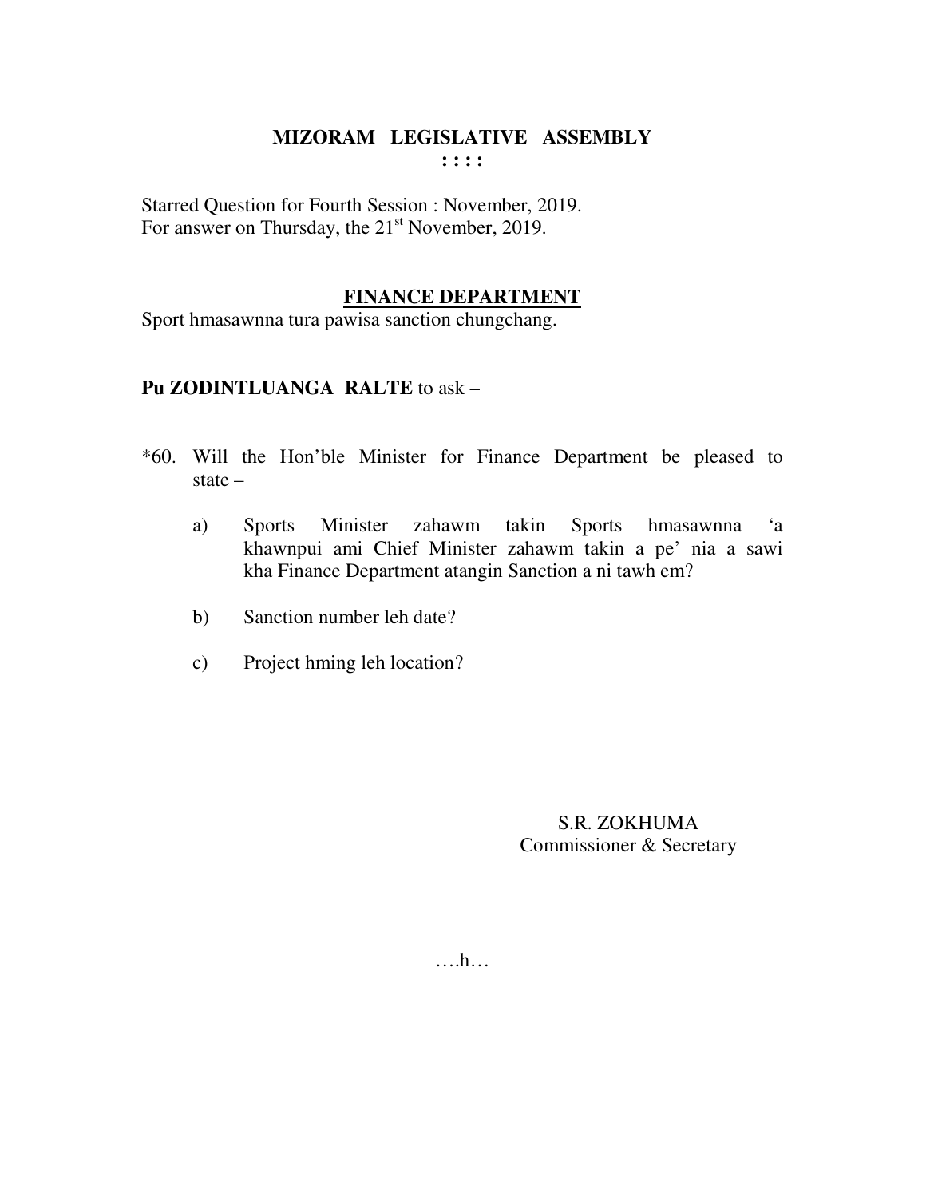# MIZORAM LEGISLATIVE ASSEMBLY

: : : :

Starred Question for Fourth Session : November, 2019.
For answer on Thursday, the 21st November, 2019.

## FINANCE DEPARTMENT

Sport hmasawnna tura pawisa sanction chungchang.

**Pu ZODINTLUANGA RALTE** to ask –

*60. Will the Hon'ble Minister for Finance Department be pleased to state –

a) Sports Minister zahawm takin Sports hmasawnna 'a khawnpui ami Chief Minister zahawm takin a pe' nia a sawi kha Finance Department atangin Sanction a ni tawh em?

b) Sanction number leh date?

c) Project hming leh location?

S.R. ZOKHUMA
Commissioner & Secretary

….h…